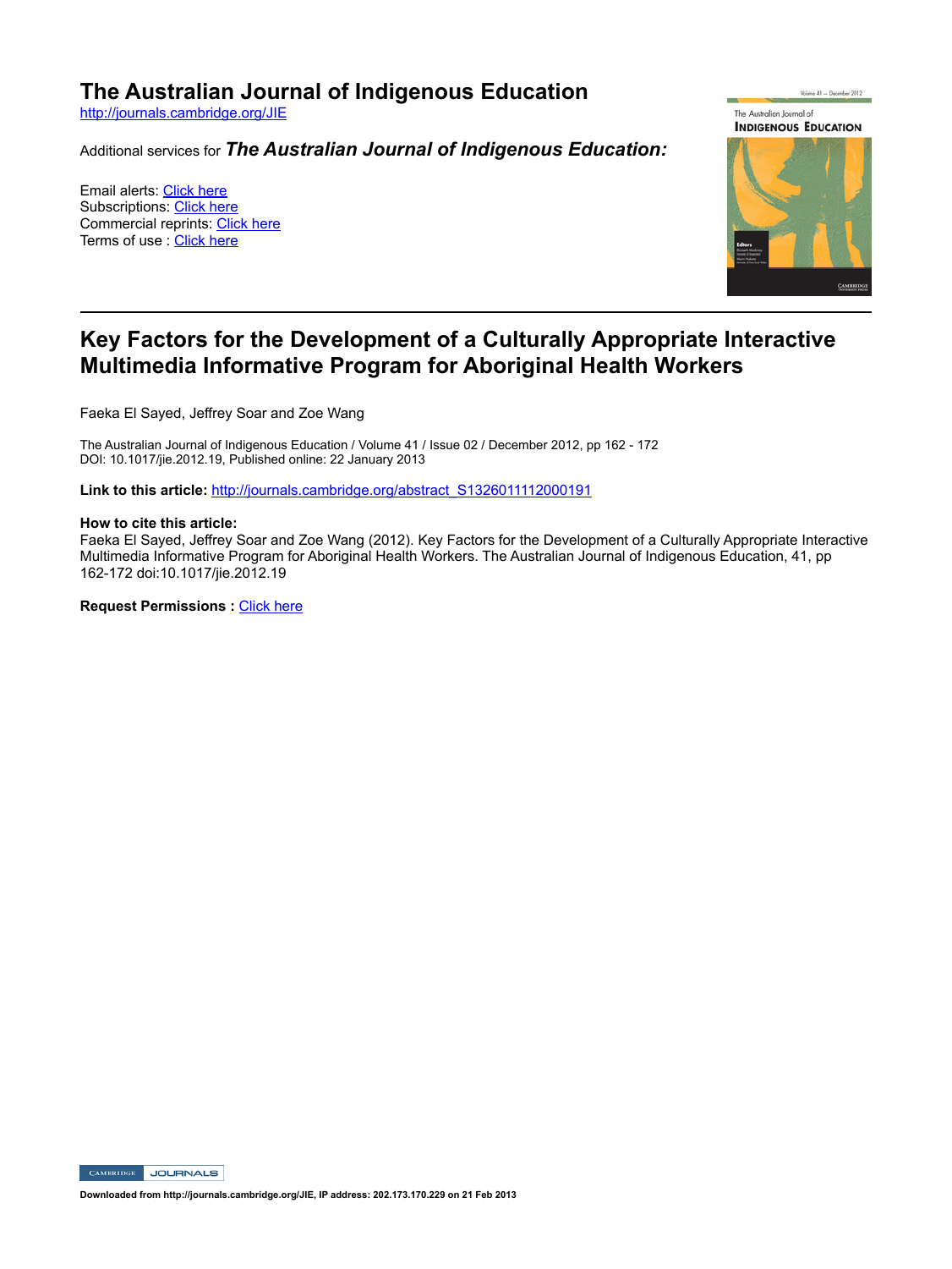# The Australian Journal of Indigenous Education

http://journals.cambridge.org/JIE

Additional services for ***The Australian Journal of Indigenous Education:***

Email alerts: Click here
Subscriptions: Click here
Commercial reprints: Click here
Terms of use : Click here

## Key Factors for the Development of a Culturally Appropriate Interactive Multimedia Informative Program for Aboriginal Health Workers

Faeka El Sayed, Jeffrey Soar and Zoe Wang

The Australian Journal of Indigenous Education / Volume 41 / Issue 02 / December 2012, pp 162 - 172
DOI: 10.1017/jie.2012.19, Published online: 22 January 2013

**Link to this article:** http://journals.cambridge.org/abstract_S1326011112000191

**How to cite this article:**
Faeka El Sayed, Jeffrey Soar and Zoe Wang (2012). Key Factors for the Development of a Culturally Appropriate Interactive Multimedia Informative Program for Aboriginal Health Workers. The Australian Journal of Indigenous Education, 41, pp 162-172 doi:10.1017/jie.2012.19

**Request Permissions :** Click here

**Downloaded from http://journals.cambridge.org/JIE, IP address: 202.173.170.229 on 21 Feb 2013**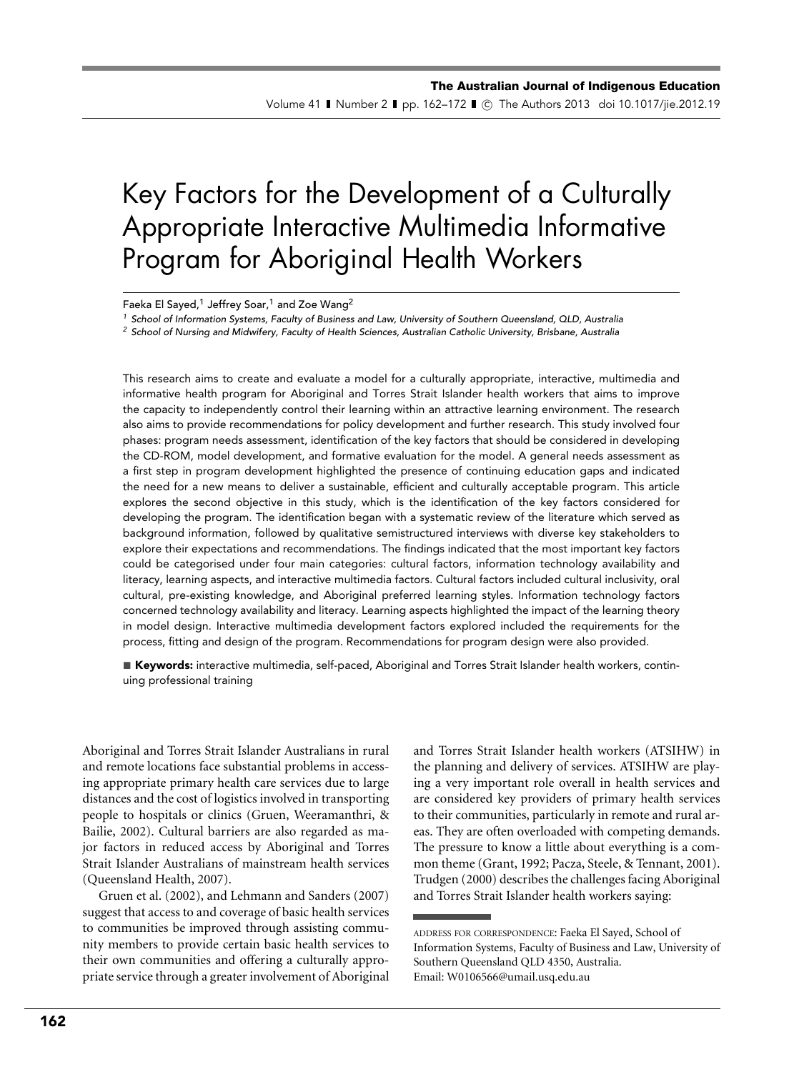# Key Factors for the Development of a Culturally Appropriate Interactive Multimedia Informative Program for Aboriginal Health Workers

Faeka El Sayed,[1] Jeffrey Soar,[1] and Zoe Wang[2]

[1] *School of Information Systems, Faculty of Business and Law, University of Southern Queensland, QLD, Australia*
[2] *School of Nursing and Midwifery, Faculty of Health Sciences, Australian Catholic University, Brisbane, Australia*

This research aims to create and evaluate a model for a culturally appropriate, interactive, multimedia and informative health program for Aboriginal and Torres Strait Islander health workers that aims to improve the capacity to independently control their learning within an attractive learning environment. The research also aims to provide recommendations for policy development and further research. This study involved four phases: program needs assessment, identification of the key factors that should be considered in developing the CD-ROM, model development, and formative evaluation for the model. A general needs assessment as a first step in program development highlighted the presence of continuing education gaps and indicated the need for a new means to deliver a sustainable, efficient and culturally acceptable program. This article explores the second objective in this study, which is the identification of the key factors considered for developing the program. The identification began with a systematic review of the literature which served as background information, followed by qualitative semistructured interviews with diverse key stakeholders to explore their expectations and recommendations. The findings indicated that the most important key factors could be categorised under four main categories: cultural factors, information technology availability and literacy, learning aspects, and interactive multimedia factors. Cultural factors included cultural inclusivity, oral cultural, pre-existing knowledge, and Aboriginal preferred learning styles. Information technology factors concerned technology availability and literacy. Learning aspects highlighted the impact of the learning theory in model design. Interactive multimedia development factors explored included the requirements for the process, fitting and design of the program. Recommendations for program design were also provided.

■ **Keywords:** interactive multimedia, self-paced, Aboriginal and Torres Strait Islander health workers, continuing professional training

Aboriginal and Torres Strait Islander Australians in rural and remote locations face substantial problems in accessing appropriate primary health care services due to large distances and the cost of logistics involved in transporting people to hospitals or clinics (Gruen, Weeramanthri, & Bailie, 2002). Cultural barriers are also regarded as major factors in reduced access by Aboriginal and Torres Strait Islander Australians of mainstream health services (Queensland Health, 2007).

Gruen et al. (2002), and Lehmann and Sanders (2007) suggest that access to and coverage of basic health services to communities be improved through assisting community members to provide certain basic health services to their own communities and offering a culturally appropriate service through a greater involvement of Aboriginal and Torres Strait Islander health workers (ATSIHW) in the planning and delivery of services. ATSIHW are playing a very important role overall in health services and are considered key providers of primary health services to their communities, particularly in remote and rural areas. They are often overloaded with competing demands. The pressure to know a little about everything is a common theme (Grant, 1992; Pacza, Steele, & Tennant, 2001). Trudgen (2000) describes the challenges facing Aboriginal and Torres Strait Islander health workers saying:

ADDRESS FOR CORRESPONDENCE: Faeka El Sayed, School of Information Systems, Faculty of Business and Law, University of Southern Queensland QLD 4350, Australia.
Email: W0106566@umail.usq.edu.au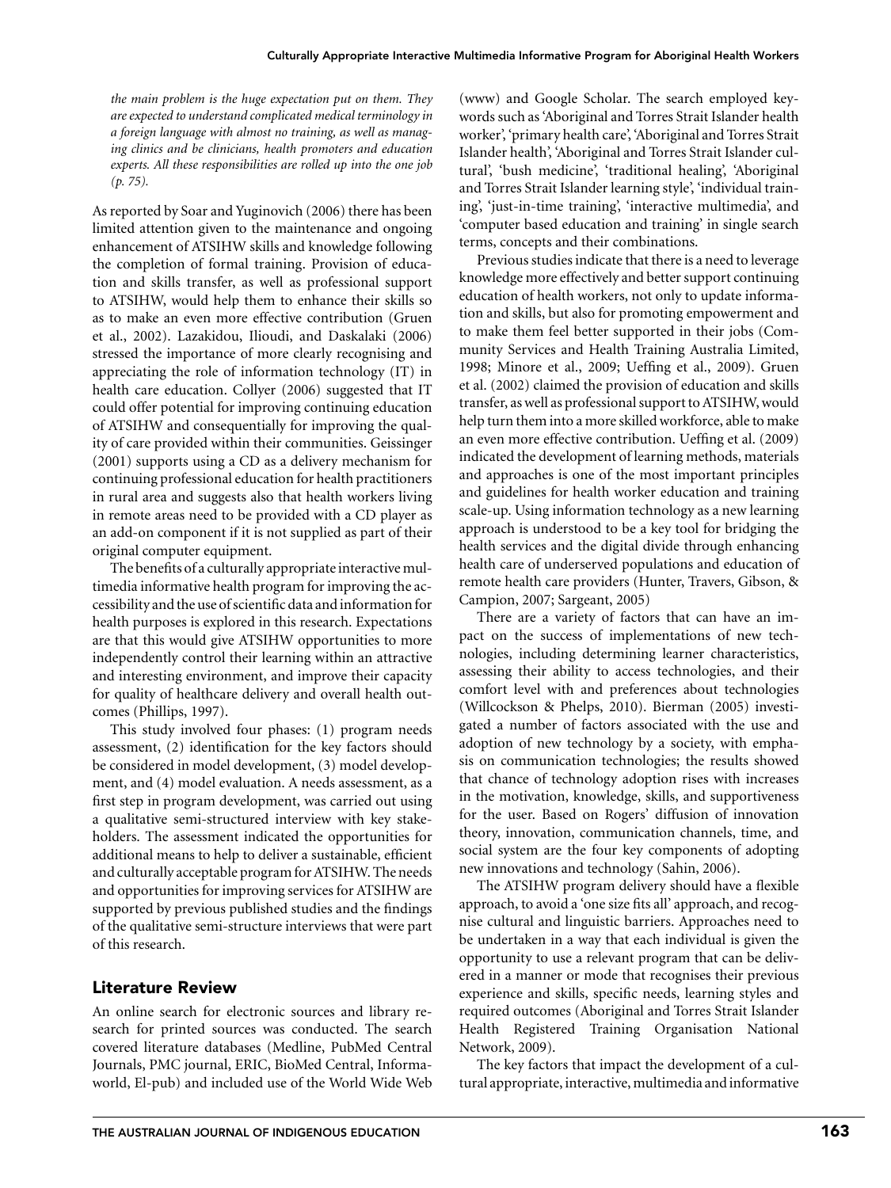*the main problem is the huge expectation put on them. They are expected to understand complicated medical terminology in a foreign language with almost no training, as well as managing clinics and be clinicians, health promoters and education experts. All these responsibilities are rolled up into the one job (p. 75).*

As reported by Soar and Yuginovich (2006) there has been limited attention given to the maintenance and ongoing enhancement of ATSIHW skills and knowledge following the completion of formal training. Provision of education and skills transfer, as well as professional support to ATSIHW, would help them to enhance their skills so as to make an even more effective contribution (Gruen et al., 2002). Lazakidou, Ilioudi, and Daskalaki (2006) stressed the importance of more clearly recognising and appreciating the role of information technology (IT) in health care education. Collyer (2006) suggested that IT could offer potential for improving continuing education of ATSIHW and consequentially for improving the quality of care provided within their communities. Geissinger (2001) supports using a CD as a delivery mechanism for continuing professional education for health practitioners in rural area and suggests also that health workers living in remote areas need to be provided with a CD player as an add-on component if it is not supplied as part of their original computer equipment.

The benefits of a culturally appropriate interactive multimedia informative health program for improving the accessibility and the use of scientific data and information for health purposes is explored in this research. Expectations are that this would give ATSIHW opportunities to more independently control their learning within an attractive and interesting environment, and improve their capacity for quality of healthcare delivery and overall health outcomes (Phillips, 1997).

This study involved four phases: (1) program needs assessment, (2) identification for the key factors should be considered in model development, (3) model development, and (4) model evaluation. A needs assessment, as a first step in program development, was carried out using a qualitative semi-structured interview with key stakeholders. The assessment indicated the opportunities for additional means to help to deliver a sustainable, efficient and culturally acceptable program for ATSIHW. The needs and opportunities for improving services for ATSIHW are supported by previous published studies and the findings of the qualitative semi-structure interviews that were part of this research.

## Literature Review

An online search for electronic sources and library research for printed sources was conducted. The search covered literature databases (Medline, PubMed Central Journals, PMC journal, ERIC, BioMed Central, Informaworld, El-pub) and included use of the World Wide Web (www) and Google Scholar. The search employed keywords such as 'Aboriginal and Torres Strait Islander health worker', 'primary health care', 'Aboriginal and Torres Strait Islander health', 'Aboriginal and Torres Strait Islander cultural', 'bush medicine', 'traditional healing', 'Aboriginal and Torres Strait Islander learning style', 'individual training', 'just-in-time training', 'interactive multimedia', and 'computer based education and training' in single search terms, concepts and their combinations.

Previous studies indicate that there is a need to leverage knowledge more effectively and better support continuing education of health workers, not only to update information and skills, but also for promoting empowerment and to make them feel better supported in their jobs (Community Services and Health Training Australia Limited, 1998; Minore et al., 2009; Ueffing et al., 2009). Gruen et al. (2002) claimed the provision of education and skills transfer, as well as professional support to ATSIHW, would help turn them into a more skilled workforce, able to make an even more effective contribution. Ueffing et al. (2009) indicated the development of learning methods, materials and approaches is one of the most important principles and guidelines for health worker education and training scale-up. Using information technology as a new learning approach is understood to be a key tool for bridging the health services and the digital divide through enhancing health care of underserved populations and education of remote health care providers (Hunter, Travers, Gibson, & Campion, 2007; Sargeant, 2005)

There are a variety of factors that can have an impact on the success of implementations of new technologies, including determining learner characteristics, assessing their ability to access technologies, and their comfort level with and preferences about technologies (Willcockson & Phelps, 2010). Bierman (2005) investigated a number of factors associated with the use and adoption of new technology by a society, with emphasis on communication technologies; the results showed that chance of technology adoption rises with increases in the motivation, knowledge, skills, and supportiveness for the user. Based on Rogers' diffusion of innovation theory, innovation, communication channels, time, and social system are the four key components of adopting new innovations and technology (Sahin, 2006).

The ATSIHW program delivery should have a flexible approach, to avoid a 'one size fits all' approach, and recognise cultural and linguistic barriers. Approaches need to be undertaken in a way that each individual is given the opportunity to use a relevant program that can be delivered in a manner or mode that recognises their previous experience and skills, specific needs, learning styles and required outcomes (Aboriginal and Torres Strait Islander Health Registered Training Organisation National Network, 2009).

The key factors that impact the development of a cultural appropriate, interactive, multimedia and informative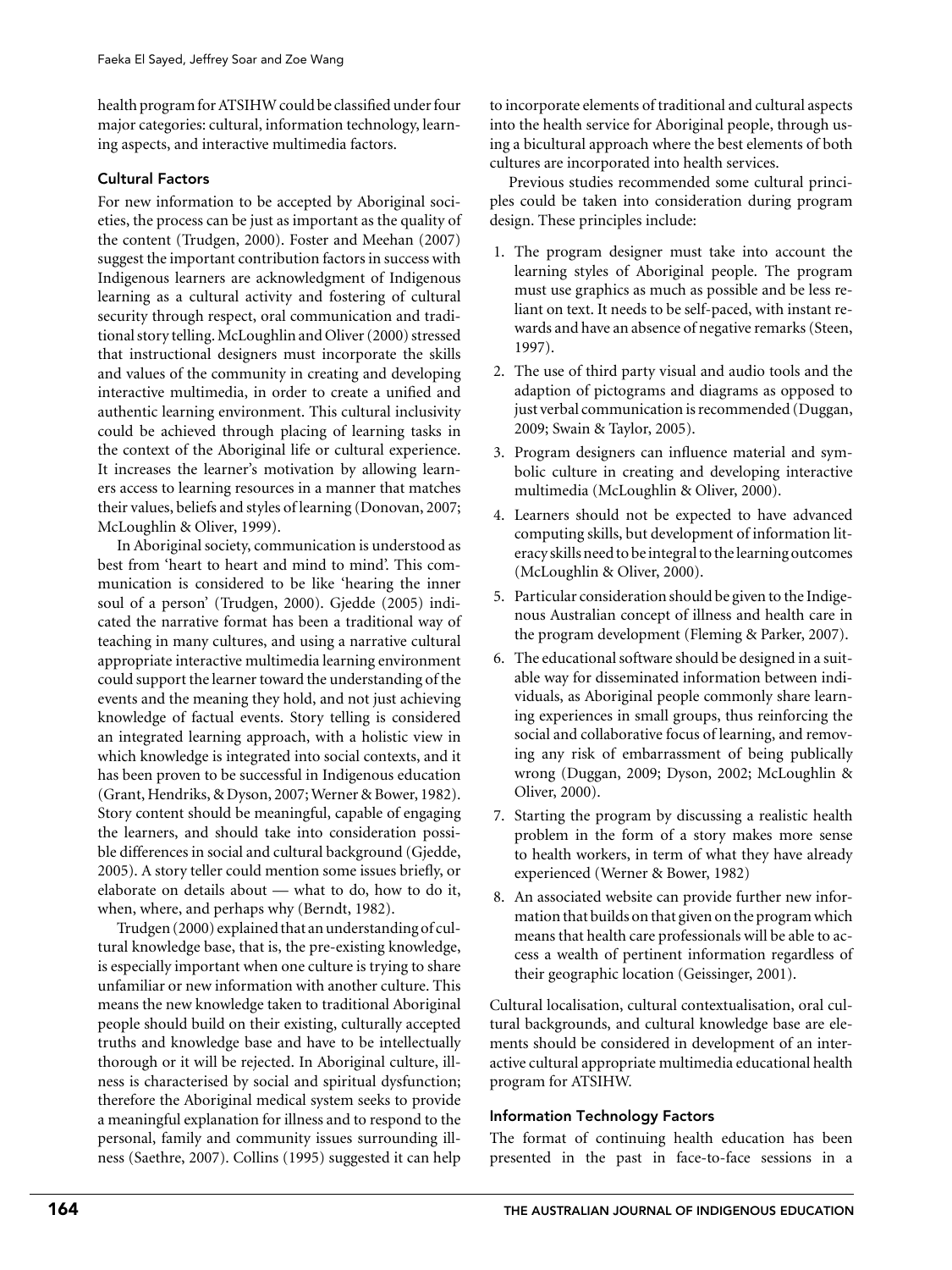health program for ATSIHW could be classified under four major categories: cultural, information technology, learning aspects, and interactive multimedia factors.

### Cultural Factors

For new information to be accepted by Aboriginal societies, the process can be just as important as the quality of the content (Trudgen, 2000). Foster and Meehan (2007) suggest the important contribution factors in success with Indigenous learners are acknowledgment of Indigenous learning as a cultural activity and fostering of cultural security through respect, oral communication and traditional story telling. McLoughlin and Oliver (2000) stressed that instructional designers must incorporate the skills and values of the community in creating and developing interactive multimedia, in order to create a unified and authentic learning environment. This cultural inclusivity could be achieved through placing of learning tasks in the context of the Aboriginal life or cultural experience. It increases the learner's motivation by allowing learners access to learning resources in a manner that matches their values, beliefs and styles of learning (Donovan, 2007; McLoughlin & Oliver, 1999).

In Aboriginal society, communication is understood as best from 'heart to heart and mind to mind'. This communication is considered to be like 'hearing the inner soul of a person' (Trudgen, 2000). Gjedde (2005) indicated the narrative format has been a traditional way of teaching in many cultures, and using a narrative cultural appropriate interactive multimedia learning environment could support the learner toward the understanding of the events and the meaning they hold, and not just achieving knowledge of factual events. Story telling is considered an integrated learning approach, with a holistic view in which knowledge is integrated into social contexts, and it has been proven to be successful in Indigenous education (Grant, Hendriks, & Dyson, 2007; Werner & Bower, 1982). Story content should be meaningful, capable of engaging the learners, and should take into consideration possible differences in social and cultural background (Gjedde, 2005). A story teller could mention some issues briefly, or elaborate on details about — what to do, how to do it, when, where, and perhaps why (Berndt, 1982).

Trudgen (2000) explained that an understanding of cultural knowledge base, that is, the pre-existing knowledge, is especially important when one culture is trying to share unfamiliar or new information with another culture. This means the new knowledge taken to traditional Aboriginal people should build on their existing, culturally accepted truths and knowledge base and have to be intellectually thorough or it will be rejected. In Aboriginal culture, illness is characterised by social and spiritual dysfunction; therefore the Aboriginal medical system seeks to provide a meaningful explanation for illness and to respond to the personal, family and community issues surrounding illness (Saethre, 2007). Collins (1995) suggested it can help to incorporate elements of traditional and cultural aspects into the health service for Aboriginal people, through using a bicultural approach where the best elements of both cultures are incorporated into health services.

Previous studies recommended some cultural principles could be taken into consideration during program design. These principles include:

1. The program designer must take into account the learning styles of Aboriginal people. The program must use graphics as much as possible and be less reliant on text. It needs to be self-paced, with instant rewards and have an absence of negative remarks (Steen, 1997).
2. The use of third party visual and audio tools and the adaption of pictograms and diagrams as opposed to just verbal communication is recommended (Duggan, 2009; Swain & Taylor, 2005).
3. Program designers can influence material and symbolic culture in creating and developing interactive multimedia (McLoughlin & Oliver, 2000).
4. Learners should not be expected to have advanced computing skills, but development of information literacy skills need to be integral to the learning outcomes (McLoughlin & Oliver, 2000).
5. Particular consideration should be given to the Indigenous Australian concept of illness and health care in the program development (Fleming & Parker, 2007).
6. The educational software should be designed in a suitable way for disseminated information between individuals, as Aboriginal people commonly share learning experiences in small groups, thus reinforcing the social and collaborative focus of learning, and removing any risk of embarrassment of being publically wrong (Duggan, 2009; Dyson, 2002; McLoughlin & Oliver, 2000).
7. Starting the program by discussing a realistic health problem in the form of a story makes more sense to health workers, in term of what they have already experienced (Werner & Bower, 1982)
8. An associated website can provide further new information that builds on that given on the program which means that health care professionals will be able to access a wealth of pertinent information regardless of their geographic location (Geissinger, 2001).

Cultural localisation, cultural contextualisation, oral cultural backgrounds, and cultural knowledge base are elements should be considered in development of an interactive cultural appropriate multimedia educational health program for ATSIHW.

### Information Technology Factors

The format of continuing health education has been presented in the past in face-to-face sessions in a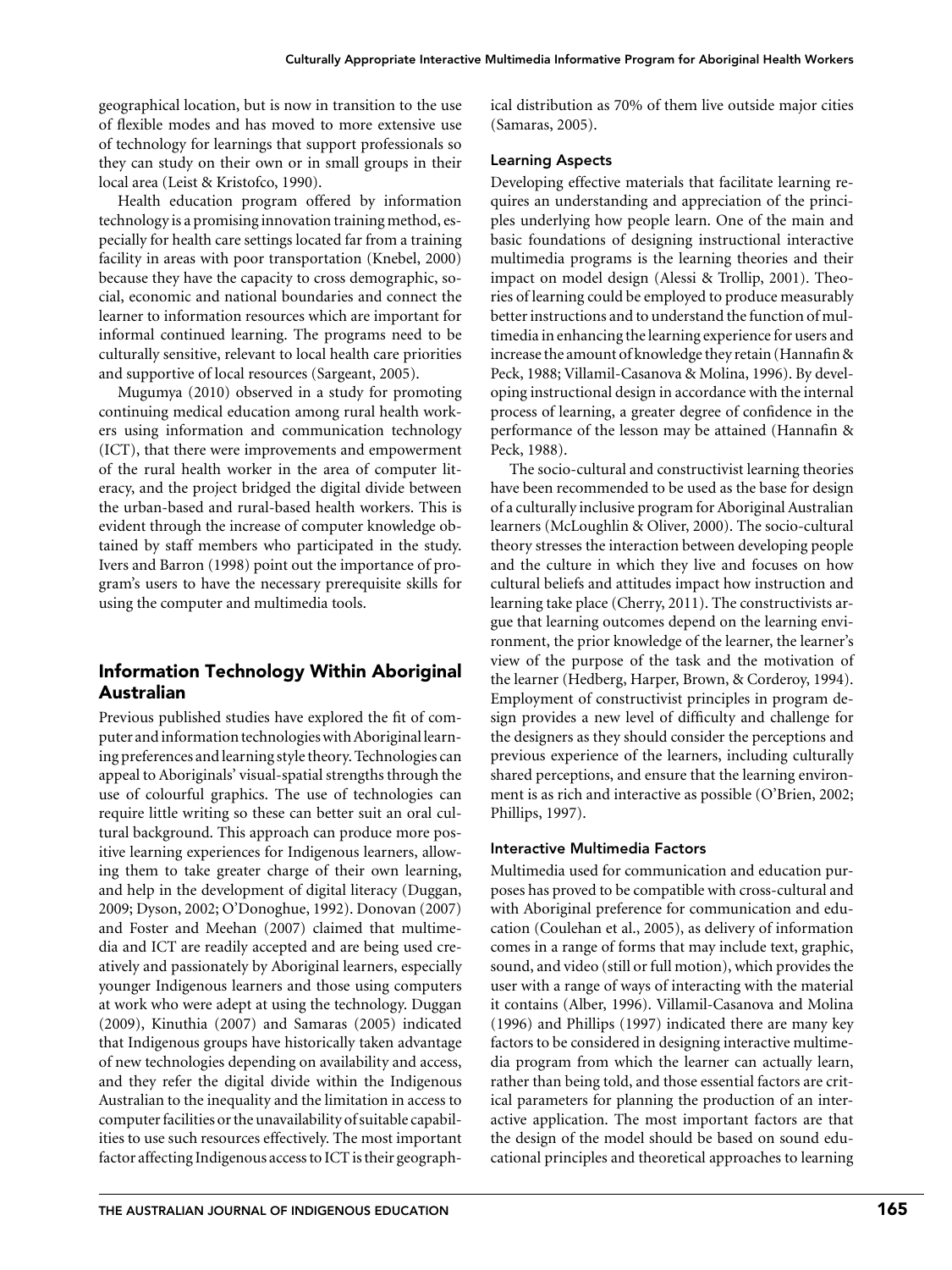geographical location, but is now in transition to the use of flexible modes and has moved to more extensive use of technology for learnings that support professionals so they can study on their own or in small groups in their local area (Leist & Kristofco, 1990).

Health education program offered by information technology is a promising innovation training method, especially for health care settings located far from a training facility in areas with poor transportation (Knebel, 2000) because they have the capacity to cross demographic, social, economic and national boundaries and connect the learner to information resources which are important for informal continued learning. The programs need to be culturally sensitive, relevant to local health care priorities and supportive of local resources (Sargeant, 2005).

Mugumya (2010) observed in a study for promoting continuing medical education among rural health workers using information and communication technology (ICT), that there were improvements and empowerment of the rural health worker in the area of computer literacy, and the project bridged the digital divide between the urban-based and rural-based health workers. This is evident through the increase of computer knowledge obtained by staff members who participated in the study. Ivers and Barron (1998) point out the importance of program's users to have the necessary prerequisite skills for using the computer and multimedia tools.

## Information Technology Within Aboriginal Australian

Previous published studies have explored the fit of computer and information technologies with Aboriginal learning preferences and learning style theory. Technologies can appeal to Aboriginals' visual-spatial strengths through the use of colourful graphics. The use of technologies can require little writing so these can better suit an oral cultural background. This approach can produce more positive learning experiences for Indigenous learners, allowing them to take greater charge of their own learning, and help in the development of digital literacy (Duggan, 2009; Dyson, 2002; O'Donoghue, 1992). Donovan (2007) and Foster and Meehan (2007) claimed that multimedia and ICT are readily accepted and are being used creatively and passionately by Aboriginal learners, especially younger Indigenous learners and those using computers at work who were adept at using the technology. Duggan (2009), Kinuthia (2007) and Samaras (2005) indicated that Indigenous groups have historically taken advantage of new technologies depending on availability and access, and they refer the digital divide within the Indigenous Australian to the inequality and the limitation in access to computer facilities or the unavailability of suitable capabilities to use such resources effectively. The most important factor affecting Indigenous access to ICT is their geographical distribution as 70% of them live outside major cities (Samaras, 2005).

### Learning Aspects

Developing effective materials that facilitate learning requires an understanding and appreciation of the principles underlying how people learn. One of the main and basic foundations of designing instructional interactive multimedia programs is the learning theories and their impact on model design (Alessi & Trollip, 2001). Theories of learning could be employed to produce measurably better instructions and to understand the function of multimedia in enhancing the learning experience for users and increase the amount of knowledge they retain (Hannafin & Peck, 1988; Villamil-Casanova & Molina, 1996). By developing instructional design in accordance with the internal process of learning, a greater degree of confidence in the performance of the lesson may be attained (Hannafin & Peck, 1988).

The socio-cultural and constructivist learning theories have been recommended to be used as the base for design of a culturally inclusive program for Aboriginal Australian learners (McLoughlin & Oliver, 2000). The socio-cultural theory stresses the interaction between developing people and the culture in which they live and focuses on how cultural beliefs and attitudes impact how instruction and learning take place (Cherry, 2011). The constructivists argue that learning outcomes depend on the learning environment, the prior knowledge of the learner, the learner's view of the purpose of the task and the motivation of the learner (Hedberg, Harper, Brown, & Corderoy, 1994). Employment of constructivist principles in program design provides a new level of difficulty and challenge for the designers as they should consider the perceptions and previous experience of the learners, including culturally shared perceptions, and ensure that the learning environment is as rich and interactive as possible (O'Brien, 2002; Phillips, 1997).

### Interactive Multimedia Factors

Multimedia used for communication and education purposes has proved to be compatible with cross-cultural and with Aboriginal preference for communication and education (Coulehan et al., 2005), as delivery of information comes in a range of forms that may include text, graphic, sound, and video (still or full motion), which provides the user with a range of ways of interacting with the material it contains (Alber, 1996). Villamil-Casanova and Molina (1996) and Phillips (1997) indicated there are many key factors to be considered in designing interactive multimedia program from which the learner can actually learn, rather than being told, and those essential factors are critical parameters for planning the production of an interactive application. The most important factors are that the design of the model should be based on sound educational principles and theoretical approaches to learning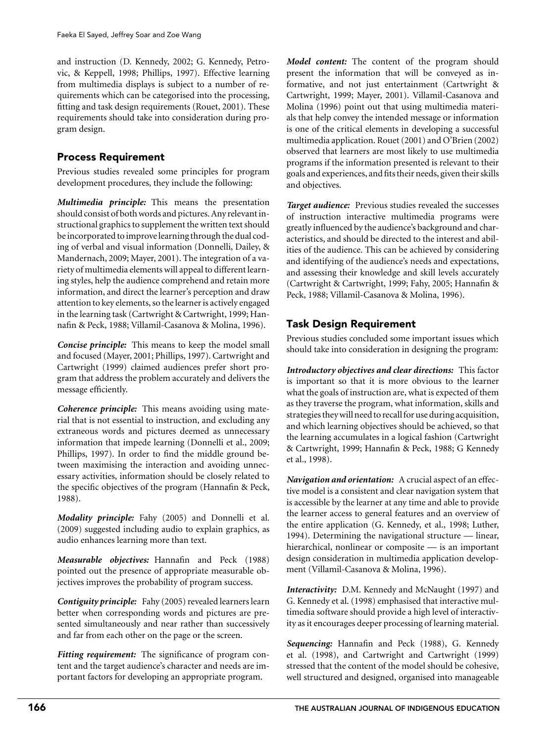and instruction (D. Kennedy, 2002; G. Kennedy, Petrovic, & Keppell, 1998; Phillips, 1997). Effective learning from multimedia displays is subject to a number of requirements which can be categorised into the processing, fitting and task design requirements (Rouet, 2001). These requirements should take into consideration during program design.

## Process Requirement

Previous studies revealed some principles for program development procedures, they include the following:

***Multimedia principle:*** This means the presentation should consist of both words and pictures. Any relevant instructional graphics to supplement the written text should be incorporated to improve learning through the dual coding of verbal and visual information (Donnelli, Dailey, & Mandernach, 2009; Mayer, 2001). The integration of a variety of multimedia elements will appeal to different learning styles, help the audience comprehend and retain more information, and direct the learner's perception and draw attention to key elements, so the learner is actively engaged in the learning task (Cartwright & Cartwright, 1999; Hannafin & Peck, 1988; Villamil-Casanova & Molina, 1996).

***Concise principle:*** This means to keep the model small and focused (Mayer, 2001; Phillips, 1997). Cartwright and Cartwright (1999) claimed audiences prefer short program that address the problem accurately and delivers the message efficiently.

***Coherence principle:*** This means avoiding using material that is not essential to instruction, and excluding any extraneous words and pictures deemed as unnecessary information that impede learning (Donnelli et al., 2009; Phillips, 1997). In order to find the middle ground between maximising the interaction and avoiding unnecessary activities, information should be closely related to the specific objectives of the program (Hannafin & Peck, 1988).

***Modality principle:*** Fahy (2005) and Donnelli et al. (2009) suggested including audio to explain graphics, as audio enhances learning more than text.

***Measurable objectives:*** Hannafin and Peck (1988) pointed out the presence of appropriate measurable objectives improves the probability of program success.

***Contiguity principle:*** Fahy (2005) revealed learners learn better when corresponding words and pictures are presented simultaneously and near rather than successively and far from each other on the page or the screen.

***Fitting requirement:*** The significance of program content and the target audience's character and needs are important factors for developing an appropriate program.

***Model content:*** The content of the program should present the information that will be conveyed as informative, and not just entertainment (Cartwright & Cartwright, 1999; Mayer, 2001). Villamil-Casanova and Molina (1996) point out that using multimedia materials that help convey the intended message or information is one of the critical elements in developing a successful multimedia application. Rouet (2001) and O'Brien (2002) observed that learners are most likely to use multimedia programs if the information presented is relevant to their goals and experiences, and fits their needs, given their skills and objectives.

***Target audience:*** Previous studies revealed the successes of instruction interactive multimedia programs were greatly influenced by the audience's background and characteristics, and should be directed to the interest and abilities of the audience. This can be achieved by considering and identifying of the audience's needs and expectations, and assessing their knowledge and skill levels accurately (Cartwright & Cartwright, 1999; Fahy, 2005; Hannafin & Peck, 1988; Villamil-Casanova & Molina, 1996).

## Task Design Requirement

Previous studies concluded some important issues which should take into consideration in designing the program:

***Introductory objectives and clear directions:*** This factor is important so that it is more obvious to the learner what the goals of instruction are, what is expected of them as they traverse the program, what information, skills and strategies they will need to recall for use during acquisition, and which learning objectives should be achieved, so that the learning accumulates in a logical fashion (Cartwright & Cartwright, 1999; Hannafin & Peck, 1988; G Kennedy et al., 1998).

***Navigation and orientation:*** A crucial aspect of an effective model is a consistent and clear navigation system that is accessible by the learner at any time and able to provide the learner access to general features and an overview of the entire application (G. Kennedy, et al., 1998; Luther, 1994). Determining the navigational structure — linear, hierarchical, nonlinear or composite — is an important design consideration in multimedia application development (Villamil-Casanova & Molina, 1996).

***Interactivity:*** D.M. Kennedy and McNaught (1997) and G. Kennedy et al. (1998) emphasised that interactive multimedia software should provide a high level of interactivity as it encourages deeper processing of learning material.

***Sequencing:*** Hannafin and Peck (1988), G. Kennedy et al. (1998), and Cartwright and Cartwright (1999) stressed that the content of the model should be cohesive, well structured and designed, organised into manageable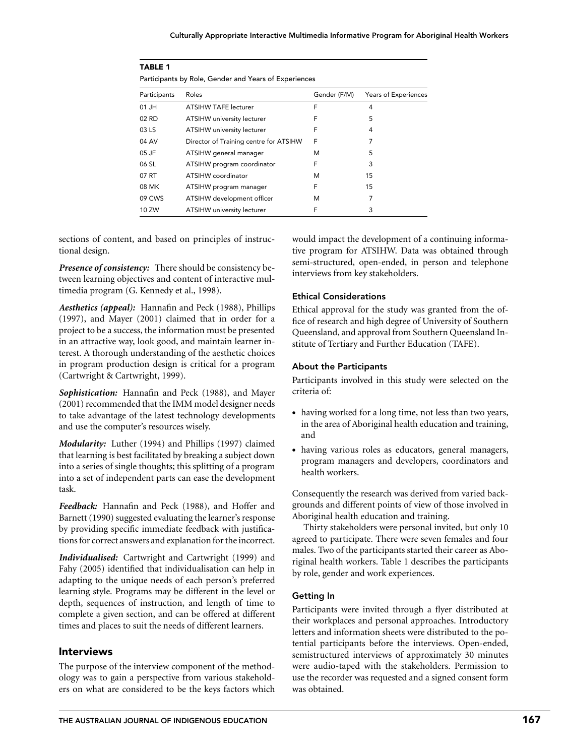**TABLE 1**

Participants by Role, Gender and Years of Experiences

| Participants | Roles | Gender (F/M) | Years of Experiences |
|---|---|---|---|
| 01 JH | ATSIHW TAFE lecturer | F | 4 |
| 02 RD | ATSIHW university lecturer | F | 5 |
| 03 LS | ATSIHW university lecturer | F | 4 |
| 04 AV | Director of Training centre for ATSIHW | F | 7 |
| 05 JF | ATSIHW general manager | M | 5 |
| 06 SL | ATSIHW program coordinator | F | 3 |
| 07 RT | ATSIHW coordinator | M | 15 |
| 08 MK | ATSIHW program manager | F | 15 |
| 09 CWS | ATSIHW development officer | M | 7 |
| 10 ZW | ATSIHW university lecturer | F | 3 |

sections of content, and based on principles of instructional design.

***Presence of consistency:*** There should be consistency between learning objectives and content of interactive multimedia program (G. Kennedy et al., 1998).

***Aesthetics (appeal):*** Hannafin and Peck (1988), Phillips (1997), and Mayer (2001) claimed that in order for a project to be a success, the information must be presented in an attractive way, look good, and maintain learner interest. A thorough understanding of the aesthetic choices in program production design is critical for a program (Cartwright & Cartwright, 1999).

***Sophistication:*** Hannafin and Peck (1988), and Mayer (2001) recommended that the IMM model designer needs to take advantage of the latest technology developments and use the computer's resources wisely.

***Modularity:*** Luther (1994) and Phillips (1997) claimed that learning is best facilitated by breaking a subject down into a series of single thoughts; this splitting of a program into a set of independent parts can ease the development task.

***Feedback:*** Hannafin and Peck (1988), and Hoffer and Barnett (1990) suggested evaluating the learner's response by providing specific immediate feedback with justifications for correct answers and explanation for the incorrect.

***Individualised:*** Cartwright and Cartwright (1999) and Fahy (2005) identified that individualisation can help in adapting to the unique needs of each person's preferred learning style. Programs may be different in the level or depth, sequences of instruction, and length of time to complete a given section, and can be offered at different times and places to suit the needs of different learners.

## Interviews

The purpose of the interview component of the methodology was to gain a perspective from various stakeholders on what are considered to be the keys factors which would impact the development of a continuing informative program for ATSIHW. Data was obtained through semi-structured, open-ended, in person and telephone interviews from key stakeholders.

### Ethical Considerations

Ethical approval for the study was granted from the office of research and high degree of University of Southern Queensland, and approval from Southern Queensland Institute of Tertiary and Further Education (TAFE).

### About the Participants

Participants involved in this study were selected on the criteria of:

- having worked for a long time, not less than two years, in the area of Aboriginal health education and training, and
- having various roles as educators, general managers, program managers and developers, coordinators and health workers.

Consequently the research was derived from varied backgrounds and different points of view of those involved in Aboriginal health education and training.

Thirty stakeholders were personal invited, but only 10 agreed to participate. There were seven females and four males. Two of the participants started their career as Aboriginal health workers. Table 1 describes the participants by role, gender and work experiences.

### Getting In

Participants were invited through a flyer distributed at their workplaces and personal approaches. Introductory letters and information sheets were distributed to the potential participants before the interviews. Open-ended, semistructured interviews of approximately 30 minutes were audio-taped with the stakeholders. Permission to use the recorder was requested and a signed consent form was obtained.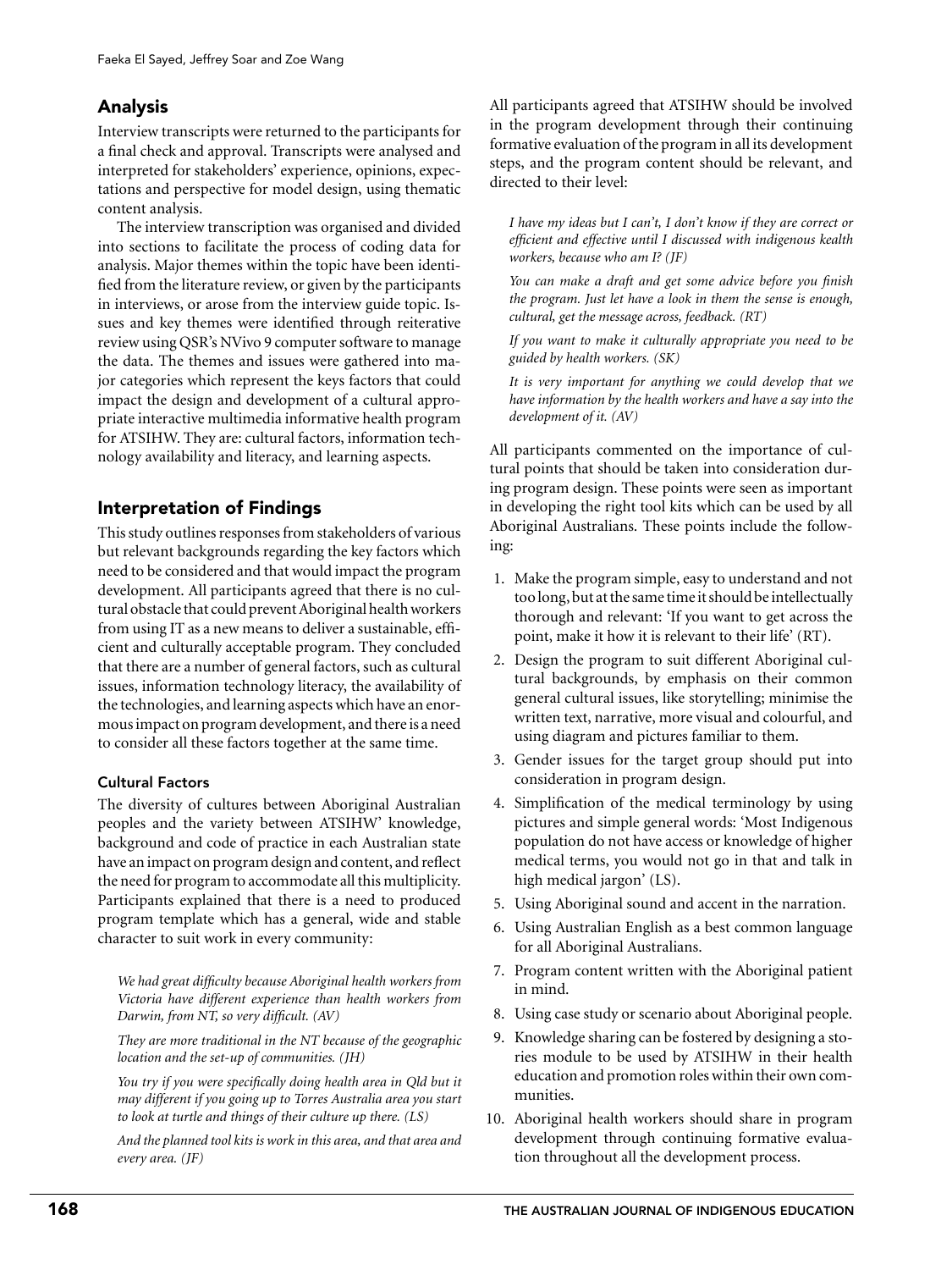## Analysis

Interview transcripts were returned to the participants for a final check and approval. Transcripts were analysed and interpreted for stakeholders' experience, opinions, expectations and perspective for model design, using thematic content analysis.

The interview transcription was organised and divided into sections to facilitate the process of coding data for analysis. Major themes within the topic have been identified from the literature review, or given by the participants in interviews, or arose from the interview guide topic. Issues and key themes were identified through reiterative review using QSR's NVivo 9 computer software to manage the data. The themes and issues were gathered into major categories which represent the keys factors that could impact the design and development of a cultural appropriate interactive multimedia informative health program for ATSIHW. They are: cultural factors, information technology availability and literacy, and learning aspects.

## Interpretation of Findings

This study outlines responses from stakeholders of various but relevant backgrounds regarding the key factors which need to be considered and that would impact the program development. All participants agreed that there is no cultural obstacle that could prevent Aboriginal health workers from using IT as a new means to deliver a sustainable, efficient and culturally acceptable program. They concluded that there are a number of general factors, such as cultural issues, information technology literacy, the availability of the technologies, and learning aspects which have an enormous impact on program development, and there is a need to consider all these factors together at the same time.

### Cultural Factors

The diversity of cultures between Aboriginal Australian peoples and the variety between ATSIHW' knowledge, background and code of practice in each Australian state have an impact on program design and content, and reflect the need for program to accommodate all this multiplicity. Participants explained that there is a need to produced program template which has a general, wide and stable character to suit work in every community:

> *We had great difficulty because Aboriginal health workers from Victoria have different experience than health workers from Darwin, from NT, so very difficult. (AV)*
>
> *They are more traditional in the NT because of the geographic location and the set-up of communities. (JH)*
>
> *You try if you were specifically doing health area in Qld but it may different if you going up to Torres Australia area you start to look at turtle and things of their culture up there. (LS)*
>
> *And the planned tool kits is work in this area, and that area and every area. (JF)*

All participants agreed that ATSIHW should be involved in the program development through their continuing formative evaluation of the program in all its development steps, and the program content should be relevant, and directed to their level:

> *I have my ideas but I can't, I don't know if they are correct or efficient and effective until I discussed with indigenous kealth workers, because who am I? (JF)*
>
> *You can make a draft and get some advice before you finish the program. Just let have a look in them the sense is enough, cultural, get the message across, feedback. (RT)*
>
> *If you want to make it culturally appropriate you need to be guided by health workers. (SK)*
>
> *It is very important for anything we could develop that we have information by the health workers and have a say into the development of it. (AV)*

All participants commented on the importance of cultural points that should be taken into consideration during program design. These points were seen as important in developing the right tool kits which can be used by all Aboriginal Australians. These points include the following:

1. Make the program simple, easy to understand and not too long, but at the same time it should be intellectually thorough and relevant: 'If you want to get across the point, make it how it is relevant to their life' (RT).
2. Design the program to suit different Aboriginal cultural backgrounds, by emphasis on their common general cultural issues, like storytelling; minimise the written text, narrative, more visual and colourful, and using diagram and pictures familiar to them.
3. Gender issues for the target group should put into consideration in program design.
4. Simplification of the medical terminology by using pictures and simple general words: 'Most Indigenous population do not have access or knowledge of higher medical terms, you would not go in that and talk in high medical jargon' (LS).
5. Using Aboriginal sound and accent in the narration.
6. Using Australian English as a best common language for all Aboriginal Australians.
7. Program content written with the Aboriginal patient in mind.
8. Using case study or scenario about Aboriginal people.
9. Knowledge sharing can be fostered by designing a stories module to be used by ATSIHW in their health education and promotion roles within their own communities.
10. Aboriginal health workers should share in program development through continuing formative evaluation throughout all the development process.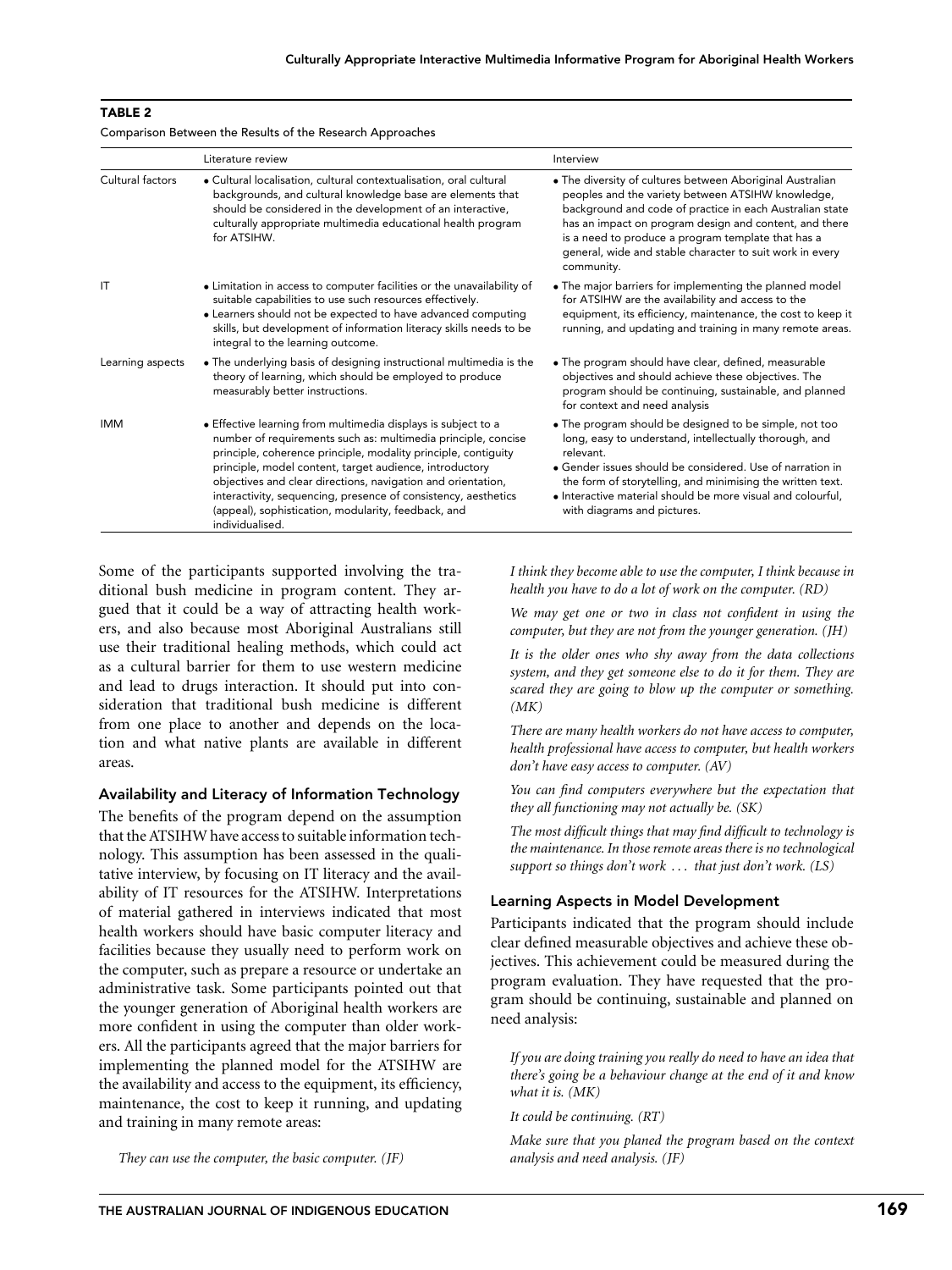**TABLE 2**

Comparison Between the Results of the Research Approaches

| | Literature review | Interview |
|---|---|---|
| Cultural factors | • Cultural localisation, cultural contextualisation, oral cultural backgrounds, and cultural knowledge base are elements that should be considered in the development of an interactive, culturally appropriate multimedia educational health program for ATSIHW. | • The diversity of cultures between Aboriginal Australian peoples and the variety between ATSIHW knowledge, background and code of practice in each Australian state has an impact on program design and content, and there is a need to produce a program template that has a general, wide and stable character to suit work in every community. |
| IT | • Limitation in access to computer facilities or the unavailability of suitable capabilities to use such resources effectively. • Learners should not be expected to have advanced computing skills, but development of information literacy skills needs to be integral to the learning outcome. | • The major barriers for implementing the planned model for ATSIHW are the availability and access to the equipment, its efficiency, maintenance, the cost to keep it running, and updating and training in many remote areas. |
| Learning aspects | • The underlying basis of designing instructional multimedia is the theory of learning, which should be employed to produce measurably better instructions. | • The program should have clear, defined, measurable objectives and should achieve these objectives. The program should be continuing, sustainable, and planned for context and need analysis |
| IMM | • Effective learning from multimedia displays is subject to a number of requirements such as: multimedia principle, concise principle, coherence principle, modality principle, contiguity principle, model content, target audience, introductory objectives and clear directions, navigation and orientation, interactivity, sequencing, presence of consistency, aesthetics (appeal), sophistication, modularity, feedback, and individualised. | • The program should be designed to be simple, not too long, easy to understand, intellectually thorough, and relevant. • Gender issues should be considered. Use of narration in the form of storytelling, and minimising the written text. • Interactive material should be more visual and colourful, with diagrams and pictures. |

Some of the participants supported involving the traditional bush medicine in program content. They argued that it could be a way of attracting health workers, and also because most Aboriginal Australians still use their traditional healing methods, which could act as a cultural barrier for them to use western medicine and lead to drugs interaction. It should put into consideration that traditional bush medicine is different from one place to another and depends on the location and what native plants are available in different areas.

### Availability and Literacy of Information Technology

The benefits of the program depend on the assumption that the ATSIHW have access to suitable information technology. This assumption has been assessed in the qualitative interview, by focusing on IT literacy and the availability of IT resources for the ATSIHW. Interpretations of material gathered in interviews indicated that most health workers should have basic computer literacy and facilities because they usually need to perform work on the computer, such as prepare a resource or undertake an administrative task. Some participants pointed out that the younger generation of Aboriginal health workers are more confident in using the computer than older workers. All the participants agreed that the major barriers for implementing the planned model for the ATSIHW are the availability and access to the equipment, its efficiency, maintenance, the cost to keep it running, and updating and training in many remote areas:

> *They can use the computer, the basic computer. (JF)*
>
> *I think they become able to use the computer, I think because in health you have to do a lot of work on the computer. (RD)*
>
> *We may get one or two in class not confident in using the computer, but they are not from the younger generation. (JH)*
>
> *It is the older ones who shy away from the data collections system, and they get someone else to do it for them. They are scared they are going to blow up the computer or something. (MK)*
>
> *There are many health workers do not have access to computer, health professional have access to computer, but health workers don't have easy access to computer. (AV)*
>
> *You can find computers everywhere but the expectation that they all functioning may not actually be. (SK)*
>
> *The most difficult things that may find difficult to technology is the maintenance. In those remote areas there is no technological support so things don't work ... that just don't work. (LS)*

### Learning Aspects in Model Development

Participants indicated that the program should include clear defined measurable objectives and achieve these objectives. This achievement could be measured during the program evaluation. They have requested that the program should be continuing, sustainable and planned on need analysis:

> *If you are doing training you really do need to have an idea that there's going be a behaviour change at the end of it and know what it is. (MK)*
>
> *It could be continuing. (RT)*
>
> *Make sure that you planed the program based on the context analysis and need analysis. (JF)*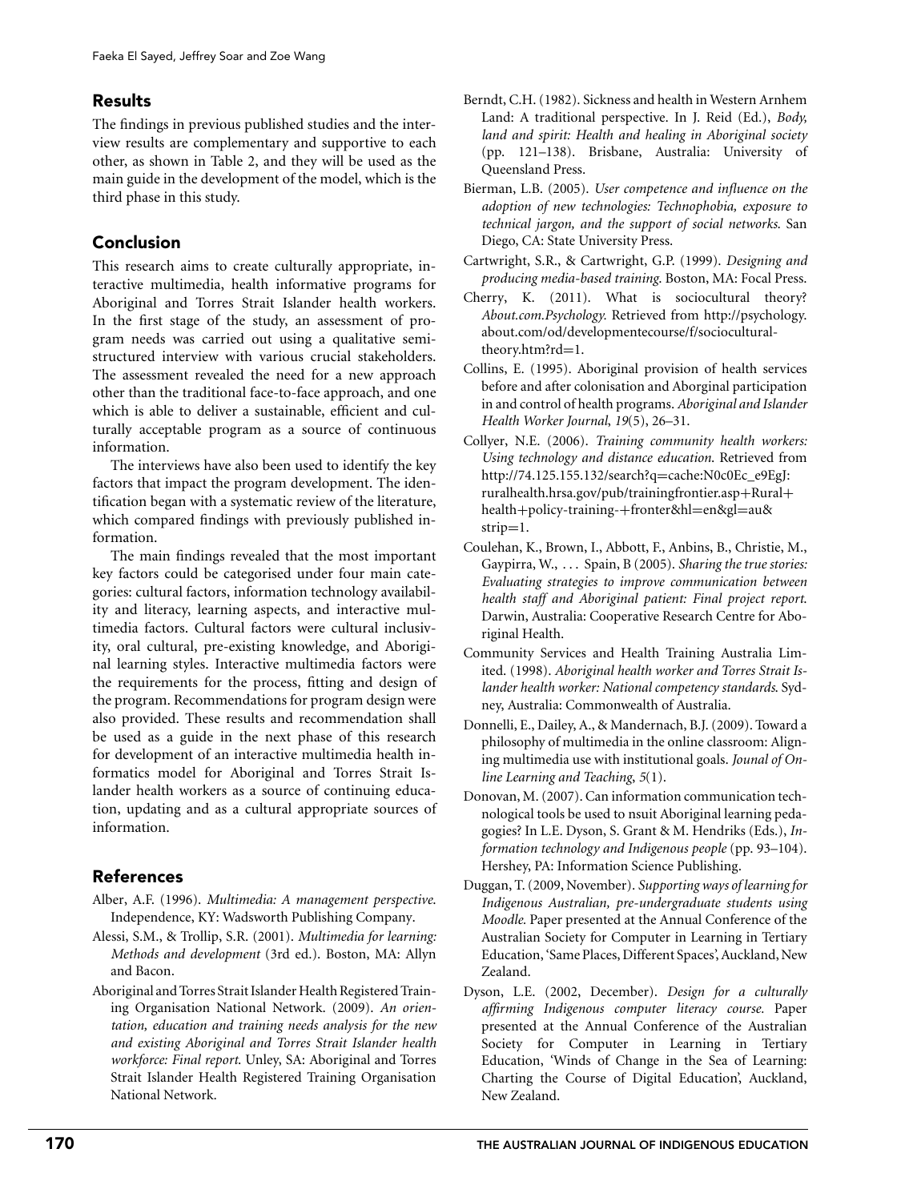## Results

The findings in previous published studies and the interview results are complementary and supportive to each other, as shown in Table 2, and they will be used as the main guide in the development of the model, which is the third phase in this study.

## Conclusion

This research aims to create culturally appropriate, interactive multimedia, health informative programs for Aboriginal and Torres Strait Islander health workers. In the first stage of the study, an assessment of program needs was carried out using a qualitative semi-structured interview with various crucial stakeholders. The assessment revealed the need for a new approach other than the traditional face-to-face approach, and one which is able to deliver a sustainable, efficient and culturally acceptable program as a source of continuous information.

The interviews have also been used to identify the key factors that impact the program development. The identification began with a systematic review of the literature, which compared findings with previously published information.

The main findings revealed that the most important key factors could be categorised under four main categories: cultural factors, information technology availability and literacy, learning aspects, and interactive multimedia factors. Cultural factors were cultural inclusivity, oral cultural, pre-existing knowledge, and Aboriginal learning styles. Interactive multimedia factors were the requirements for the process, fitting and design of the program. Recommendations for program design were also provided. These results and recommendation shall be used as a guide in the next phase of this research for development of an interactive multimedia health informatics model for Aboriginal and Torres Strait Islander health workers as a source of continuing education, updating and as a cultural appropriate sources of information.

## References

Alber, A.F. (1996). *Multimedia: A management perspective*. Independence, KY: Wadsworth Publishing Company.

Alessi, S.M., & Trollip, S.R. (2001). *Multimedia for learning: Methods and development* (3rd ed.). Boston, MA: Allyn and Bacon.

Aboriginal and Torres Strait Islander Health Registered Training Organisation National Network. (2009). *An orientation, education and training needs analysis for the new and existing Aboriginal and Torres Strait Islander health workforce: Final report*. Unley, SA: Aboriginal and Torres Strait Islander Health Registered Training Organisation National Network.

Berndt, C.H. (1982). Sickness and health in Western Arnhem Land: A traditional perspective. In J. Reid (Ed.), *Body, land and spirit: Health and healing in Aboriginal society* (pp. 121–138). Brisbane, Australia: University of Queensland Press.

Bierman, L.B. (2005). *User competence and influence on the adoption of new technologies: Technophobia, exposure to technical jargon, and the support of social networks*. San Diego, CA: State University Press.

Cartwright, S.R., & Cartwright, G.P. (1999). *Designing and producing media-based training*. Boston, MA: Focal Press.

Cherry, K. (2011). What is sociocultural theory? *About.com.Psychology*. Retrieved from http://psychology.about.com/od/developmentecourse/f/sociocultural-theory.htm?rd=1.

Collins, E. (1995). Aboriginal provision of health services before and after colonisation and Aborginal participation in and control of health programs. *Aboriginal and Islander Health Worker Journal*, *19*(5), 26–31.

Collyer, N.E. (2006). *Training community health workers: Using technology and distance education*. Retrieved from http://74.125.155.132/search?q=cache:N0c0Ec_e9EgJ:ruralhealth.hrsa.gov/pub/trainingfrontier.asp+Rural+health+policy-training-+fronter&hl=en&gl=au&strip=1.

Coulehan, K., Brown, I., Abbott, F., Anbins, B., Christie, M., Gaypirra, W., . . . Spain, B (2005). *Sharing the true stories: Evaluating strategies to improve communication between health staff and Aboriginal patient: Final project report*. Darwin, Australia: Cooperative Research Centre for Aboriginal Health.

Community Services and Health Training Australia Limited. (1998). *Aboriginal health worker and Torres Strait Islander health worker: National competency standards*. Sydney, Australia: Commonwealth of Australia.

Donnelli, E., Dailey, A., & Mandernach, B.J. (2009). Toward a philosophy of multimedia in the online classroom: Aligning multimedia use with institutional goals. *Jounal of Online Learning and Teaching*, *5*(1).

Donovan, M. (2007). Can information communication technological tools be used to nsuit Aboriginal learning pedagogies? In L.E. Dyson, S. Grant & M. Hendriks (Eds.), *Information technology and Indigenous people* (pp. 93–104). Hershey, PA: Information Science Publishing.

Duggan, T. (2009, November). *Supporting ways of learning for Indigenous Australian, pre-undergraduate students using Moodle*. Paper presented at the Annual Conference of the Australian Society for Computer in Learning in Tertiary Education, 'Same Places, Different Spaces', Auckland, New Zealand.

Dyson, L.E. (2002, December). *Design for a culturally affirming Indigenous computer literacy course*. Paper presented at the Annual Conference of the Australian Society for Computer in Learning in Tertiary Education, 'Winds of Change in the Sea of Learning: Charting the Course of Digital Education', Auckland, New Zealand.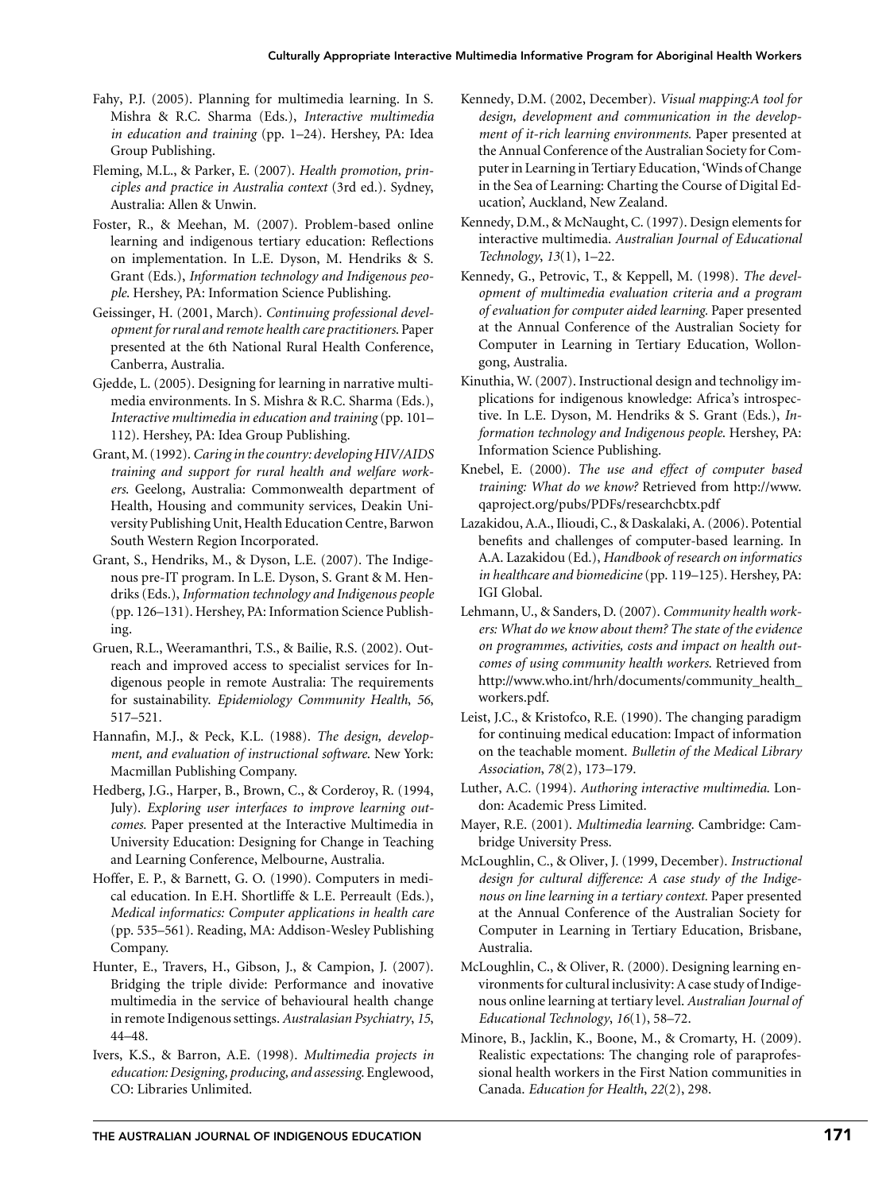Fahy, P.J. (2005). Planning for multimedia learning. In S. Mishra & R.C. Sharma (Eds.), *Interactive multimedia in education and training* (pp. 1–24). Hershey, PA: Idea Group Publishing.

Fleming, M.L., & Parker, E. (2007). *Health promotion, principles and practice in Australia context* (3rd ed.). Sydney, Australia: Allen & Unwin.

Foster, R., & Meehan, M. (2007). Problem-based online learning and indigenous tertiary education: Reflections on implementation. In L.E. Dyson, M. Hendriks & S. Grant (Eds.), *Information technology and Indigenous people*. Hershey, PA: Information Science Publishing.

Geissinger, H. (2001, March). *Continuing professional development for rural and remote health care practitioners*. Paper presented at the 6th National Rural Health Conference, Canberra, Australia.

Gjedde, L. (2005). Designing for learning in narrative multimedia environments. In S. Mishra & R.C. Sharma (Eds.), *Interactive multimedia in education and training* (pp. 101–112). Hershey, PA: Idea Group Publishing.

Grant, M. (1992). *Caring in the country: developing HIV/AIDS training and support for rural health and welfare workers*. Geelong, Australia: Commonwealth department of Health, Housing and community services, Deakin University Publishing Unit, Health Education Centre, Barwon South Western Region Incorporated.

Grant, S., Hendriks, M., & Dyson, L.E. (2007). The Indigenous pre-IT program. In L.E. Dyson, S. Grant & M. Hendriks (Eds.), *Information technology and Indigenous people* (pp. 126–131). Hershey, PA: Information Science Publishing.

Gruen, R.L., Weeramanthri, T.S., & Bailie, R.S. (2002). Outreach and improved access to specialist services for Indigenous people in remote Australia: The requirements for sustainability. *Epidemiology Community Health*, *56*, 517–521.

Hannafin, M.J., & Peck, K.L. (1988). *The design, development, and evaluation of instructional software*. New York: Macmillan Publishing Company.

Hedberg, J.G., Harper, B., Brown, C., & Corderoy, R. (1994, July). *Exploring user interfaces to improve learning outcomes*. Paper presented at the Interactive Multimedia in University Education: Designing for Change in Teaching and Learning Conference, Melbourne, Australia.

Hoffer, E. P., & Barnett, G. O. (1990). Computers in medical education. In E.H. Shortliffe & L.E. Perreault (Eds.), *Medical informatics: Computer applications in health care* (pp. 535–561). Reading, MA: Addison-Wesley Publishing Company.

Hunter, E., Travers, H., Gibson, J., & Campion, J. (2007). Bridging the triple divide: Performance and inovative multimedia in the service of behavioural health change in remote Indigenous settings. *Australasian Psychiatry*, *15*, 44–48.

Ivers, K.S., & Barron, A.E. (1998). *Multimedia projects in education: Designing, producing, and assessing*. Englewood, CO: Libraries Unlimited.

Kennedy, D.M. (2002, December). *Visual mapping:A tool for design, development and communication in the development of it-rich learning environments*. Paper presented at the Annual Conference of the Australian Society for Computer in Learning in Tertiary Education, 'Winds of Change in the Sea of Learning: Charting the Course of Digital Education', Auckland, New Zealand.

Kennedy, D.M., & McNaught, C. (1997). Design elements for interactive multimedia. *Australian Journal of Educational Technology*, *13*(1), 1–22.

Kennedy, G., Petrovic, T., & Keppell, M. (1998). *The development of multimedia evaluation criteria and a program of evaluation for computer aided learning*. Paper presented at the Annual Conference of the Australian Society for Computer in Learning in Tertiary Education, Wollongong, Australia.

Kinuthia, W. (2007). Instructional design and technoligy implications for indigenous knowledge: Africa's introspective. In L.E. Dyson, M. Hendriks & S. Grant (Eds.), *Information technology and Indigenous people*. Hershey, PA: Information Science Publishing.

Knebel, E. (2000). *The use and effect of computer based training: What do we know?* Retrieved from http://www.qaproject.org/pubs/PDFs/researchcbtx.pdf

Lazakidou, A.A., Ilioudi, C., & Daskalaki, A. (2006). Potential benefits and challenges of computer-based learning. In A.A. Lazakidou (Ed.), *Handbook of research on informatics in healthcare and biomedicine* (pp. 119–125). Hershey, PA: IGI Global.

Lehmann, U., & Sanders, D. (2007). *Community health workers: What do we know about them? The state of the evidence on programmes, activities, costs and impact on health outcomes of using community health workers*. Retrieved from http://www.who.int/hrh/documents/community_health_workers.pdf.

Leist, J.C., & Kristofco, R.E. (1990). The changing paradigm for continuing medical education: Impact of information on the teachable moment. *Bulletin of the Medical Library Association*, *78*(2), 173–179.

Luther, A.C. (1994). *Authoring interactive multimedia*. London: Academic Press Limited.

Mayer, R.E. (2001). *Multimedia learning*. Cambridge: Cambridge University Press.

McLoughlin, C., & Oliver, J. (1999, December). *Instructional design for cultural difference: A case study of the Indigenous on line learning in a tertiary context*. Paper presented at the Annual Conference of the Australian Society for Computer in Learning in Tertiary Education, Brisbane, Australia.

McLoughlin, C., & Oliver, R. (2000). Designing learning environments for cultural inclusivity: A case study of Indigenous online learning at tertiary level. *Australian Journal of Educational Technology*, *16*(1), 58–72.

Minore, B., Jacklin, K., Boone, M., & Cromarty, H. (2009). Realistic expectations: The changing role of paraprofessional health workers in the First Nation communities in Canada. *Education for Health*, *22*(2), 298.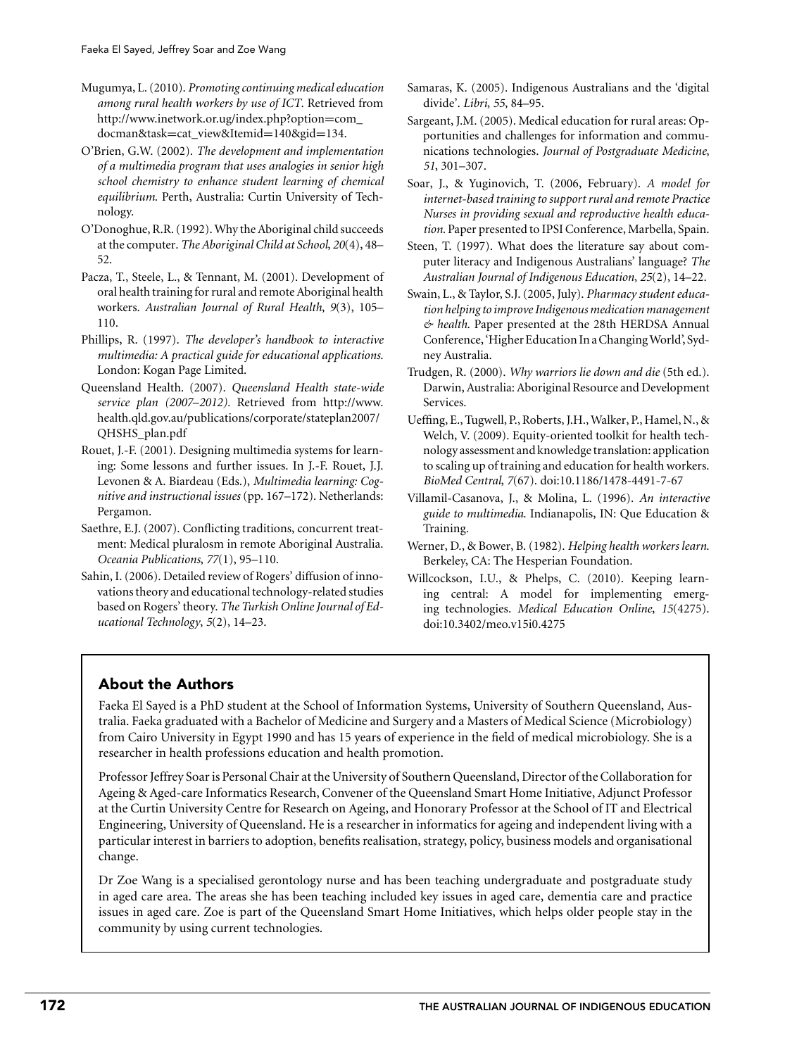Mugumya, L. (2010). *Promoting continuing medical education among rural health workers by use of ICT*. Retrieved from http://www.inetwork.or.ug/index.php?option=com_docman&task=cat_view&Itemid=140&gid=134.

O'Brien, G.W. (2002). *The development and implementation of a multimedia program that uses analogies in senior high school chemistry to enhance student learning of chemical equilibrium*. Perth, Australia: Curtin University of Technology.

O'Donoghue, R.R. (1992). Why the Aboriginal child succeeds at the computer. *The Aboriginal Child at School*, *20*(4), 48–52.

Pacza, T., Steele, L., & Tennant, M. (2001). Development of oral health training for rural and remote Aboriginal health workers. *Australian Journal of Rural Health*, *9*(3), 105–110.

Phillips, R. (1997). *The developer's handbook to interactive multimedia: A practical guide for educational applications*. London: Kogan Page Limited.

Queensland Health. (2007). *Queensland Health state-wide service plan (2007–2012)*. Retrieved from http://www.health.qld.gov.au/publications/corporate/stateplan2007/QHSHS_plan.pdf

Rouet, J.-F. (2001). Designing multimedia systems for learning: Some lessons and further issues. In J.-F. Rouet, J.J. Levonen & A. Biardeau (Eds.), *Multimedia learning: Cognitive and instructional issues* (pp. 167–172). Netherlands: Pergamon.

Saethre, E.J. (2007). Conflicting traditions, concurrent treatment: Medical pluralosm in remote Aboriginal Australia. *Oceania Publications*, *77*(1), 95–110.

Sahin, I. (2006). Detailed review of Rogers' diffusion of innovations theory and educational technology-related studies based on Rogers' theory. *The Turkish Online Journal of Educational Technology*, *5*(2), 14–23.

Samaras, K. (2005). Indigenous Australians and the 'digital divide'. *Libri*, *55*, 84–95.

Sargeant, J.M. (2005). Medical education for rural areas: Opportunities and challenges for information and communications technologies. *Journal of Postgraduate Medicine*, *51*, 301–307.

Soar, J., & Yuginovich, T. (2006, February). *A model for internet-based training to support rural and remote Practice Nurses in providing sexual and reproductive health education.* Paper presented to IPSI Conference, Marbella, Spain.

Steen, T. (1997). What does the literature say about computer literacy and Indigenous Australians' language? *The Australian Journal of Indigenous Education*, *25*(2), 14–22.

Swain, L., & Taylor, S.J. (2005, July). *Pharmacy student education helping to improve Indigenous medication management & health*. Paper presented at the 28th HERDSA Annual Conference, 'Higher Education In a Changing World', Sydney Australia.

Trudgen, R. (2000). *Why warriors lie down and die* (5th ed.). Darwin, Australia: Aboriginal Resource and Development Services.

Ueffing, E., Tugwell, P., Roberts, J.H., Walker, P., Hamel, N., & Welch, V. (2009). Equity-oriented toolkit for health technology assessment and knowledge translation: application to scaling up of training and education for health workers. *BioMed Central*, *7*(67). doi:10.1186/1478-4491-7-67

Villamil-Casanova, J., & Molina, L. (1996). *An interactive guide to multimedia*. Indianapolis, IN: Que Education & Training.

Werner, D., & Bower, B. (1982). *Helping health workers learn*. Berkeley, CA: The Hesperian Foundation.

Willcockson, I.U., & Phelps, C. (2010). Keeping learning central: A model for implementing emerging technologies. *Medical Education Online*, *15*(4275). doi:10.3402/meo.v15i0.4275

## About the Authors

Faeka El Sayed is a PhD student at the School of Information Systems, University of Southern Queensland, Australia. Faeka graduated with a Bachelor of Medicine and Surgery and a Masters of Medical Science (Microbiology) from Cairo University in Egypt 1990 and has 15 years of experience in the field of medical microbiology. She is a researcher in health professions education and health promotion.

Professor Jeffrey Soar is Personal Chair at the University of Southern Queensland, Director of the Collaboration for Ageing & Aged-care Informatics Research, Convener of the Queensland Smart Home Initiative, Adjunct Professor at the Curtin University Centre for Research on Ageing, and Honorary Professor at the School of IT and Electrical Engineering, University of Queensland. He is a researcher in informatics for ageing and independent living with a particular interest in barriers to adoption, benefits realisation, strategy, policy, business models and organisational change.

Dr Zoe Wang is a specialised gerontology nurse and has been teaching undergraduate and postgraduate study in aged care area. The areas she has been teaching included key issues in aged care, dementia care and practice issues in aged care. Zoe is part of the Queensland Smart Home Initiatives, which helps older people stay in the community by using current technologies.